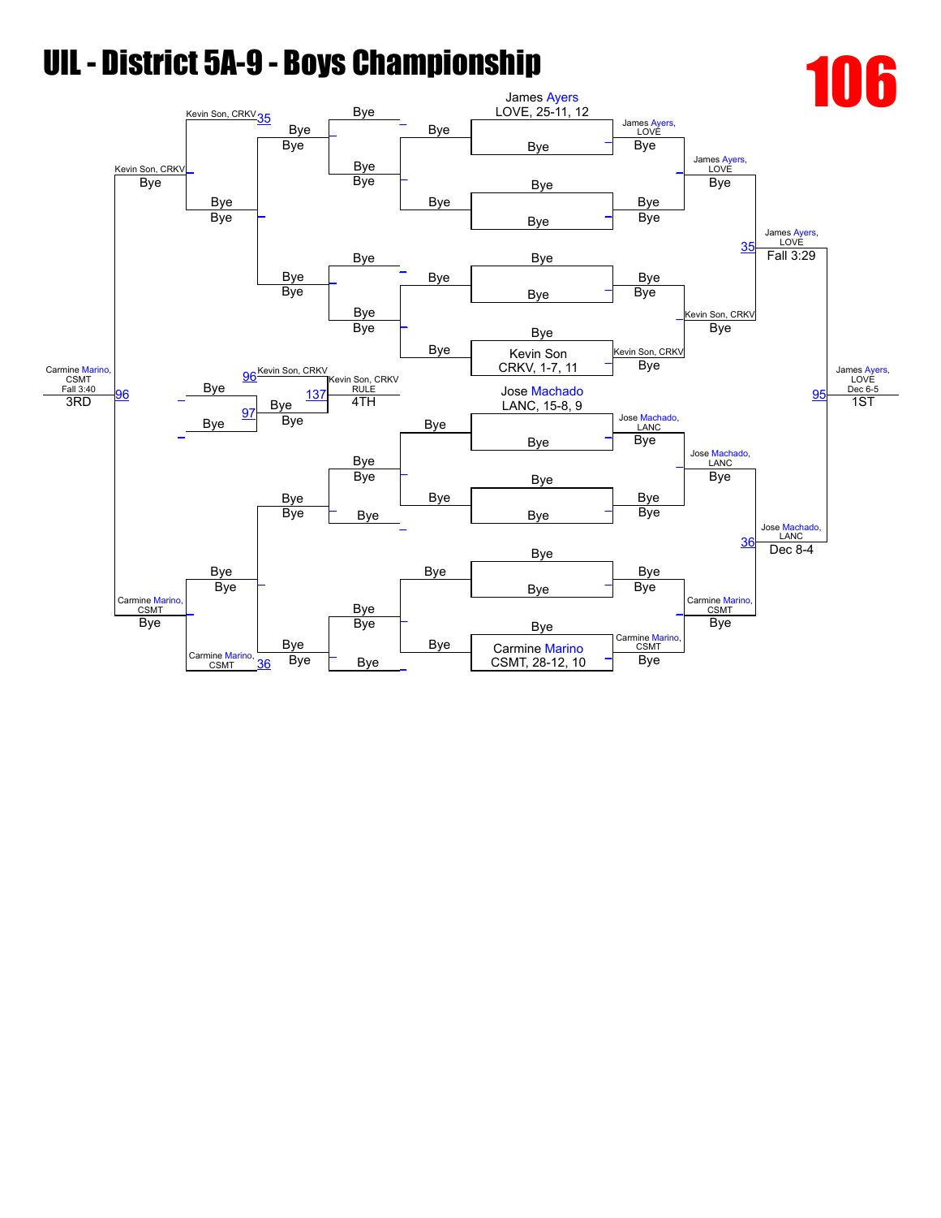# UIL - District 5A-9 - Boys Championship

# 106

James Ayers
LOVE, 25-11, 12

Bye

James Ayers, LOVE
Bye

Bye

Bye

Bye
Bye

James Ayers, LOVE
Bye

Bye

Bye

Bye
Bye

Kevin Son, CRKV
Bye

35

James Ayers, LOVE
Fall 3:29

Kevin Son
CRKV, 1-7, 11

Kevin Son, CRKV
Bye

James Ayers, LOVE
Dec 6-5

95

1ST

Jose Machado
LANC, 15-8, 9

Bye

Jose Machado, LANC
Bye

Bye

Bye

Bye
Bye

Jose Machado, LANC
Bye

Bye

Bye

Bye
Bye

Carmine Marino, CSMT
Bye

36

Jose Machado, LANC
Dec 8-4

Bye

Carmine Marino
CSMT, 28-12, 10

Carmine Marino, CSMT
Bye

Kevin Son, CRKV 35

Bye
Bye

Bye

Bye
Bye

Bye

Bye

Kevin Son, CRKV
Bye

Bye
Bye

Bye
Bye

Bye

Bye
Bye

Bye

Bye

Carmine Marino, CSMT
Fall 3:40

96

3RD

Kevin Son, CRKV
96

Bye

Bye
Bye
97

Bye

Kevin Son, CRKV
RULE

137

4TH

Bye

Bye
Bye

Bye

Bye
Bye

Bye

Bye
Bye

Bye

Carmine Marino, CSMT
Bye

Bye
Bye

Bye
Bye

Carmine Marino, CSMT 36

Bye
Bye

Bye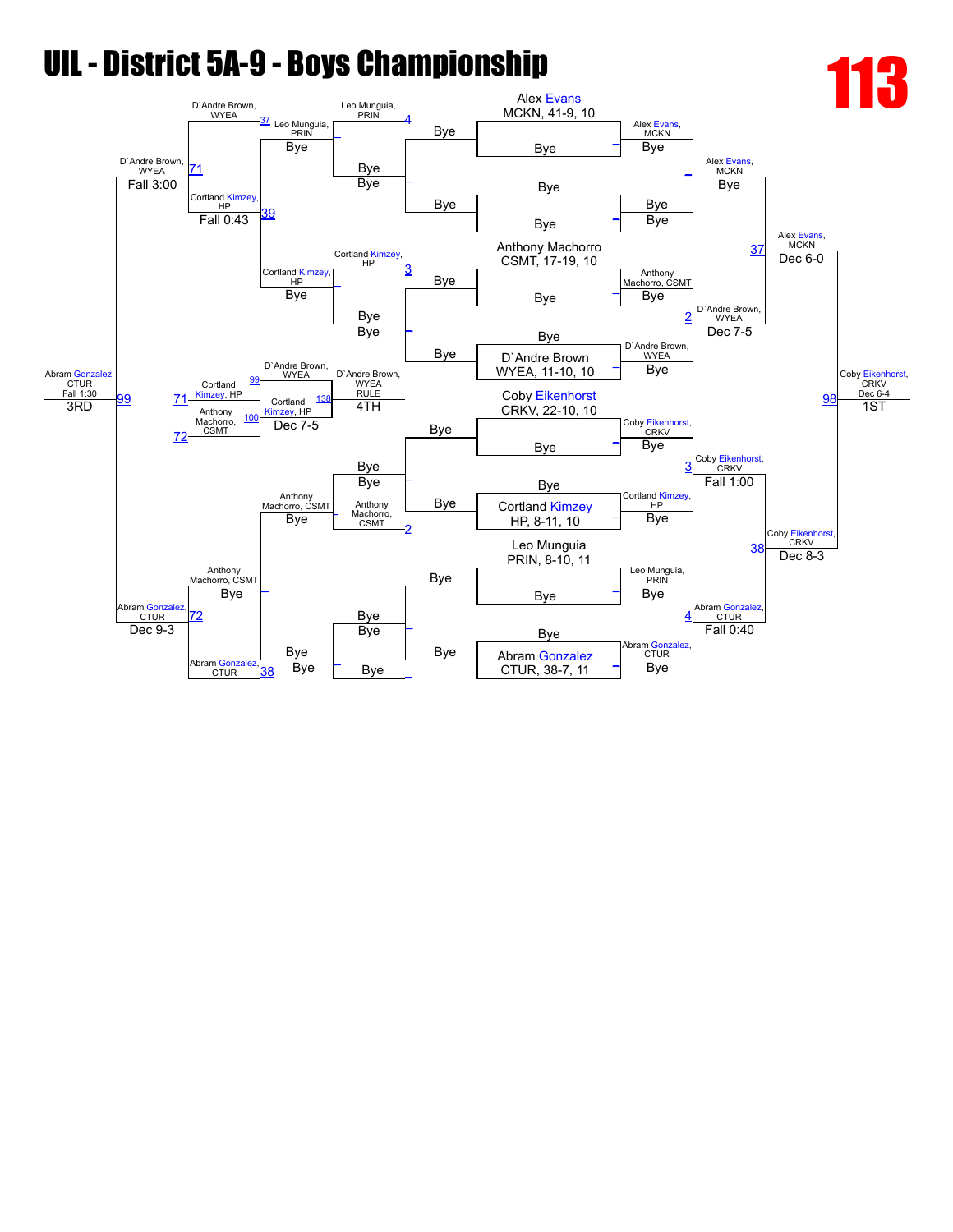# UIL - District 5A-9 - Boys Championship

113

Alex Evans
MCKN, 41-9, 10

Bye

Bye

Alex Evans, MCKN
Bye

Bye

Bye

Bye

Bye

Alex Evans, MCKN
Bye

Leo Munguia, PRIN
4

Leo Munguia, PRIN
Bye

D`Andre Brown, WYEA
37

D`Andre Brown, WYEA
71
Fall 3:00

Cortland Kimzey, HP
39
Fall 0:43

Bye
Bye

Anthony Machorro
CSMT, 17-19, 10

Bye

Anthony Machorro, CSMT
Bye

Cortland Kimzey, HP
3

Cortland Kimzey, HP
Bye

Bye
Bye

Bye

Bye

D`Andre Brown
WYEA, 11-10, 10

D`Andre Brown, WYEA
Bye

D`Andre Brown, WYEA
2
Dec 7-5

Alex Evans, MCKN
37
Dec 6-0

Abram Gonzalez, CTUR
Fall 1:30
99
3RD

D`Andre Brown, WYEA
99

Cortland Kimzey, HP
71

Anthony Machorro, CSMT
72
100

Cortland Kimzey, HP
138
Dec 7-5

D`Andre Brown, WYEA
RULE
4TH

Coby Eikenhorst, CRKV
Dec 6-4
98
1ST

Coby Eikenhorst
CRKV, 22-10, 10

Bye

Bye

Coby Eikenhorst, CRKV
Bye

Bye
Bye

Bye

Cortland Kimzey
HP, 8-11, 10

Cortland Kimzey, HP
Bye

Coby Eikenhorst, CRKV
3
Fall 1:00

Anthony Machorro, CSMT
2

Anthony Machorro, CSMT
Bye

Coby Eikenhorst, CRKV
38
Dec 8-3

Leo Munguia
PRIN, 8-10, 11

Bye

Bye

Leo Munguia, PRIN
Bye

Anthony Machorro, CSMT
Bye

Abram Gonzalez, CTUR
72
Dec 9-3

Bye
Bye

Bye

Bye

Abram Gonzalez
CTUR, 38-7, 11

Abram Gonzalez, CTUR
Bye

Abram Gonzalez, CTUR
4
Fall 0:40

Abram Gonzalez, CTUR
38

Bye
Bye

Bye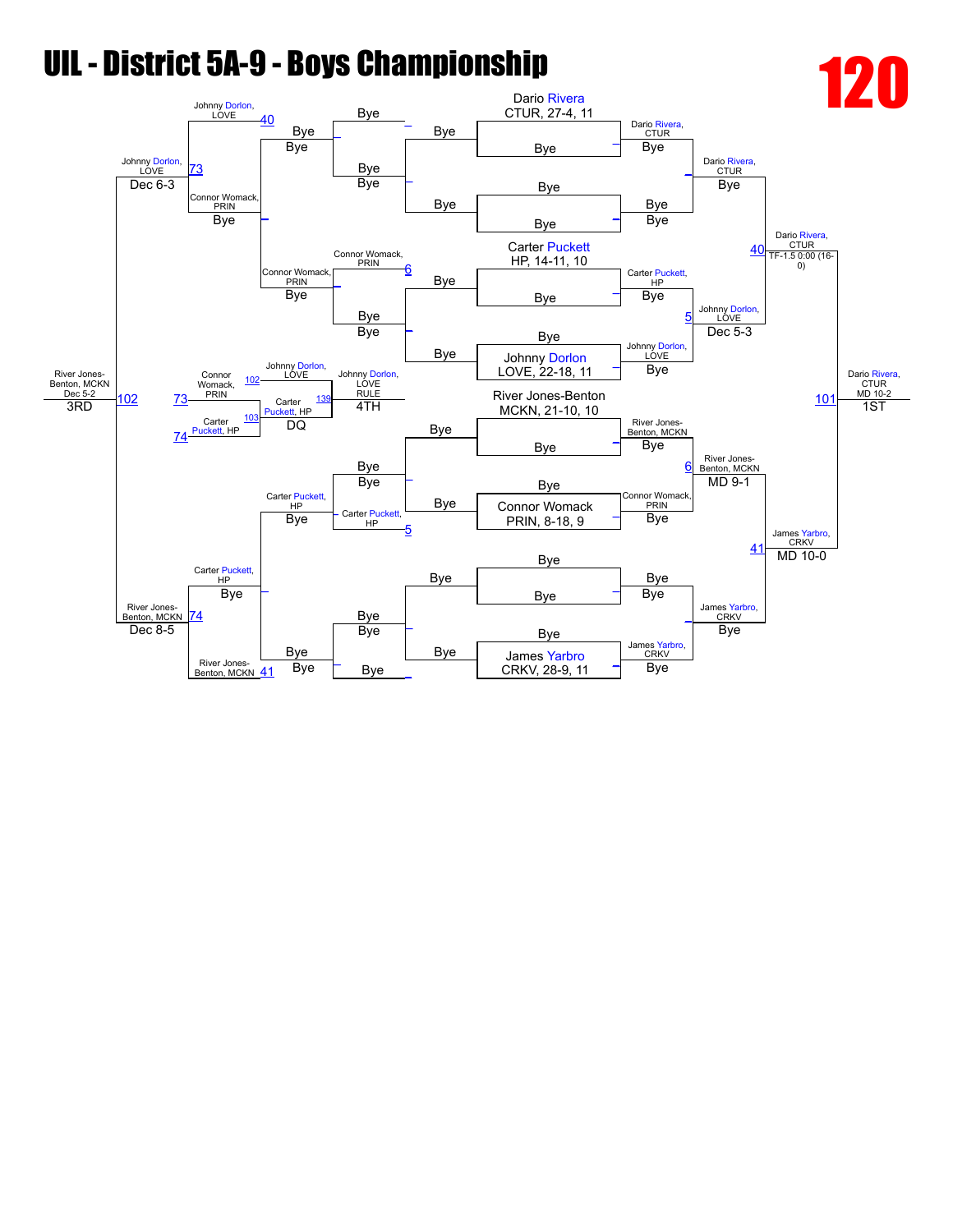# UIL - District 5A-9 - Boys Championship

120

Dario Rivera
CTUR, 27-4, 11

Carter Puckett
HP, 14-11, 10

Johnny Dorlon
LOVE, 22-18, 11

River Jones-Benton
MCKN, 21-10, 10

Connor Womack
PRIN, 8-18, 9

James Yarbro
CRKV, 28-9, 11

Dario Rivera, CTUR
Bye

Dario Rivera, CTUR
Bye

Carter Puckett, HP
Bye

Johnny Dorlon, LOVE
Bye

Johnny Dorlon, LOVE
Dec 5-3

Dario Rivera, CTUR
TF-1.5 0:00 (16-0)

River Jones-Benton, MCKN
Bye

Connor Womack, PRIN
Bye

River Jones-Benton, MCKN
MD 9-1

James Yarbro, CRKV
Bye

James Yarbro, CRKV
Bye

James Yarbro, CRKV
MD 10-0

Dario Rivera, CTUR
MD 10-2
1ST

Johnny Dorlon, LOVE
Johnny Dorlon, LOVE
Dec 6-3

Connor Womack, PRIN
Bye

Connor Womack, PRIN
Bye

Connor Womack, PRIN

Johnny Dorlon, LOVE
Connor Womack, PRIN
Carter Puckett, HP
DQ

Johnny Dorlon, LOVE
RULE
4TH

Carter Puckett, HP
Carter Puckett, HP
Bye

Carter Puckett, HP
Bye

Carter Puckett, HP

River Jones-Benton, MCKN
Dec 8-5

River Jones-Benton, MCKN

River Jones-Benton, MCKN
Dec 5-2
3RD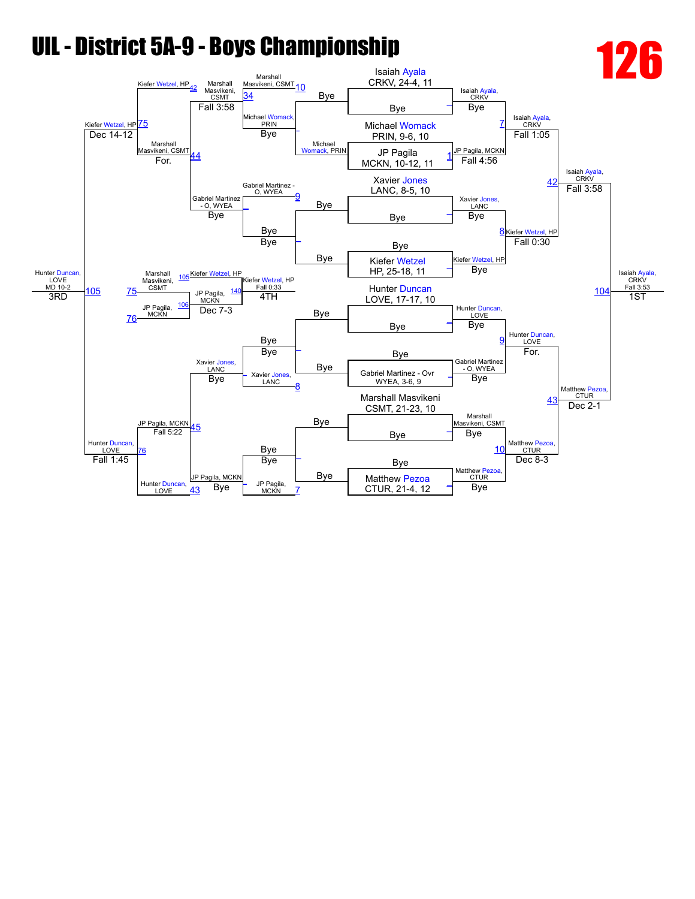# UIL - District 5A-9 - Boys Championship

# 126

## Championship Bracket

**First Round**

| Bout | Wrestler 1 | Wrestler 2 | Winner | Result |
| --- | --- | --- | --- | --- |
| – | Isaiah Ayala, CRKV, 24-4, 11 | Bye | Isaiah Ayala, CRKV | Bye |
| 1 | Michael Womack, PRIN, 9-6, 10 | JP Pagila, MCKN, 10-12, 11 | JP Pagila, MCKN | Fall 4:56 |
| – | Xavier Jones, LANC, 8-5, 10 | Bye | Xavier Jones, LANC | Bye |
| – | Bye | Kiefer Wetzel, HP, 25-18, 11 | Kiefer Wetzel, HP | Bye |
| – | Hunter Duncan, LOVE, 17-17, 10 | Bye | Hunter Duncan, LOVE | Bye |
| – | Bye | Gabriel Martinez - Ovr WYEA, 3-6, 9 | Gabriel Martinez - O, WYEA | Bye |
| – | Marshall Masvikeni, CSMT, 21-23, 10 | Bye | Marshall Masvikeni, CSMT | Bye |
| – | Bye | Matthew Pezoa, CTUR, 21-4, 12 | Matthew Pezoa, CTUR | Bye |

**Quarterfinals**

| Bout | Wrestler 1 | Wrestler 2 | Winner | Result |
| --- | --- | --- | --- | --- |
| 7 | Isaiah Ayala, CRKV | JP Pagila, MCKN | Isaiah Ayala, CRKV | Fall 1:05 |
| 8 | Xavier Jones, LANC | Kiefer Wetzel, HP | Kiefer Wetzel, HP | Fall 0:30 |
| 9 | Hunter Duncan, LOVE | Gabriel Martinez - O, WYEA | Hunter Duncan, LOVE | For. |
| 10 | Marshall Masvikeni, CSMT | Matthew Pezoa, CTUR | Matthew Pezoa, CTUR | Dec 8-3 |

**Semifinals**

| Bout | Wrestler 1 | Wrestler 2 | Winner | Result |
| --- | --- | --- | --- | --- |
| 42 | Isaiah Ayala, CRKV | Kiefer Wetzel, HP | Isaiah Ayala, CRKV | Fall 3:58 |
| 43 | Hunter Duncan, LOVE | Matthew Pezoa, CTUR | Matthew Pezoa, CTUR | Dec 2-1 |

**Final**

| Bout | Wrestler 1 | Wrestler 2 | Winner | Result |
| --- | --- | --- | --- | --- |
| 104 | Isaiah Ayala, CRKV | Matthew Pezoa, CTUR | Isaiah Ayala, CRKV | Fall 3:53 (1ST) |

## Consolation Bracket

| Bout | Wrestler 1 | Wrestler 2 | Winner | Result |
| --- | --- | --- | --- | --- |
| – | Bye | Michael Womack, PRIN | Michael Womack, PRIN | – |
| 10 | Marshall Masvikeni, CSMT | Michael Womack, PRIN | Marshall Masvikeni, CSMT | Fall 3:58 |
| – | Bye | Bye | Bye | – |
| 9 | Gabriel Martinez - O, WYEA | Bye | Gabriel Martinez - O, WYEA | Bye |
| – | Bye | Bye | Bye | – |
| 8 | Xavier Jones, LANC | Bye | Xavier Jones, LANC | Bye |
| – | Bye | Bye | Bye | – |
| 7 | JP Pagila, MCKN | Bye | JP Pagila, MCKN | Bye |
| 34 | Marshall Masvikeni, CSMT | Bye | Marshall Masvikeni, CSMT | – |
| 42 | Kiefer Wetzel, HP | Marshall Masvikeni, CSMT | Kiefer Wetzel, HP | – |
| 44 | Marshall Masvikeni, CSMT | Gabriel Martinez - O, WYEA | Marshall Masvikeni, CSMT | For. |
| 45 | JP Pagila, MCKN | Xavier Jones, LANC | JP Pagila, MCKN | Fall 5:22 |
| 43 | Hunter Duncan, LOVE | JP Pagila, MCKN | – | – |
| 76 | JP Pagila, MCKN | Hunter Duncan, LOVE | Hunter Duncan, LOVE | Fall 1:45 |
| 75 | Kiefer Wetzel, HP | Marshall Masvikeni, CSMT | Kiefer Wetzel, HP | Dec 14-12 |
| 105 | Kiefer Wetzel, HP | Hunter Duncan, LOVE | Hunter Duncan, LOVE | MD 10-2 (3RD) |

**4th Place**

| Bout | Wrestler 1 | Wrestler 2 | Winner | Result |
| --- | --- | --- | --- | --- |
| 75 / 106 | Marshall Masvikeni, CSMT | JP Pagila, MCKN | JP Pagila, MCKN | Dec 7-3 |
| 140 | Kiefer Wetzel, HP | JP Pagila, MCKN | Kiefer Wetzel, HP | Fall 0:33 (4TH) |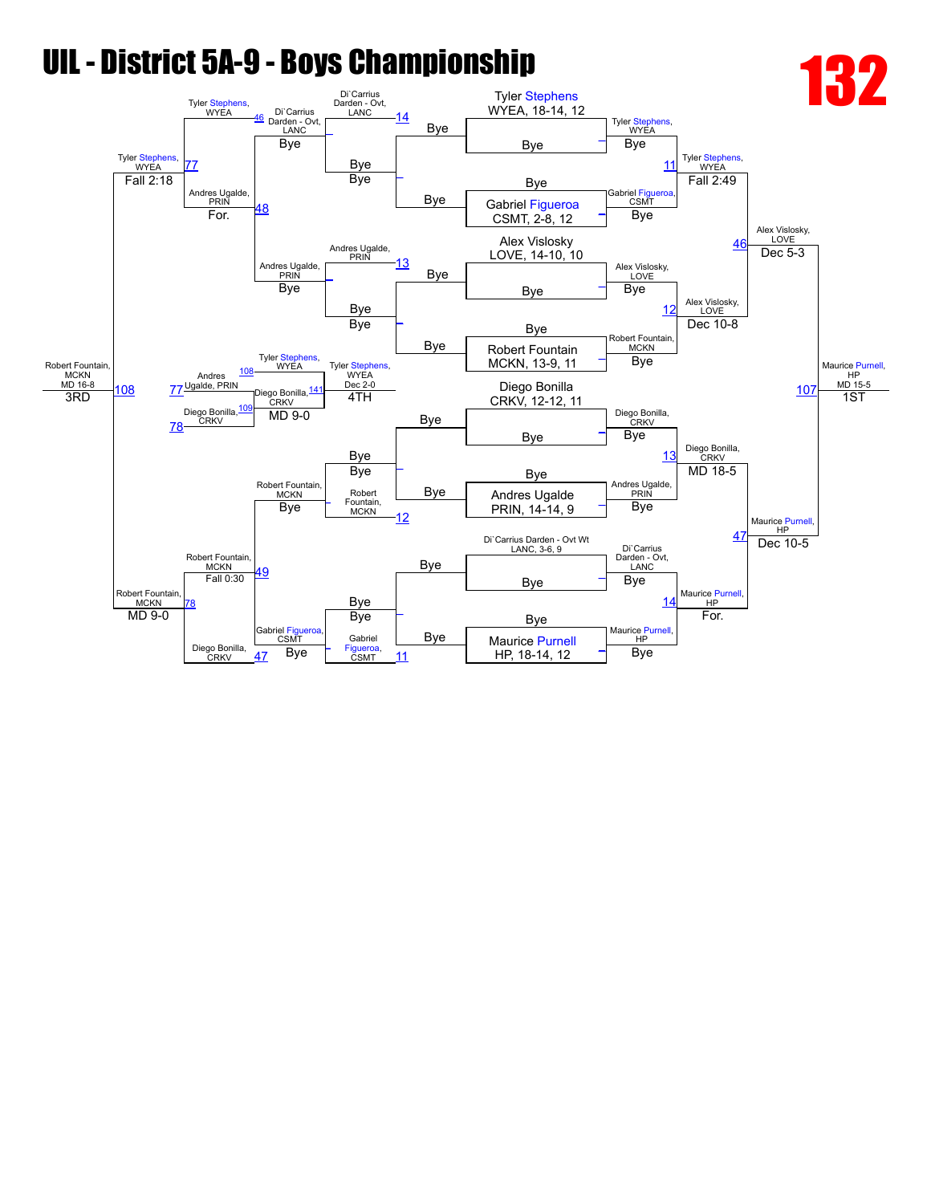# UIL - District 5A-9 - Boys Championship

132

Tyler Stephens, WYEA, 18-14, 12
Bye
Bye
Gabriel Figueroa, CSMT, 2-8, 12

Alex Vislosky, LOVE, 14-10, 10
Bye
Bye
Robert Fountain, MCKN, 13-9, 11

Diego Bonilla, CRKV, 12-12, 11
Bye
Bye
Andres Ugalde, PRIN, 14-14, 9

Di`Carrius Darden - Ovt Wt, LANC, 3-6, 9
Bye
Bye
Maurice Purnell, HP, 18-14, 12

Tyler Stephens, WYEA — Bye
11 Tyler Stephens, WYEA — Fall 2:49
Gabriel Figueroa, CSMT — Bye

Alex Vislosky, LOVE — Bye
12 Alex Vislosky, LOVE — Dec 10-8
Robert Fountain, MCKN — Bye

46 Alex Vislosky, LOVE — Dec 5-3

Diego Bonilla, CRKV — Bye
13 Diego Bonilla, CRKV — MD 18-5
Andres Ugalde, PRIN — Bye

Di`Carrius Darden - Ovt, LANC — Bye
14 Maurice Purnell, HP — For.
Maurice Purnell, HP — Bye

47 Maurice Purnell, HP — Dec 10-5

107 Maurice Purnell, HP — MD 15-5 — 1ST

Consolation:

14 Di`Carrius Darden - Ovt, LANC — Bye / Bye
46 Di`Carrius Darden - Ovt, LANC — Bye
77 Tyler Stephens, WYEA — Fall 2:18
48 Andres Ugalde, PRIN — For.
13 Andres Ugalde, PRIN — Bye / Bye
Andres Ugalde, PRIN — Bye

108 Tyler Stephens, WYEA
77 Andres Ugalde, PRIN
109 Diego Bonilla, CRKV
78 Diego Bonilla, CRKV
141 Diego Bonilla, CRKV — MD 9-0
Tyler Stephens, WYEA — Dec 2-0 — 4TH

12 Robert Fountain, MCKN — Bye / Bye
Robert Fountain, MCKN — Bye
49 Robert Fountain, MCKN — Fall 0:30
78 Robert Fountain, MCKN — MD 9-0
47 Diego Bonilla, CRKV
11 Gabriel Figueroa, CSMT — Bye / Bye
Gabriel Figueroa, CSMT — Bye

108 Robert Fountain, MCKN — MD 16-8 — 3RD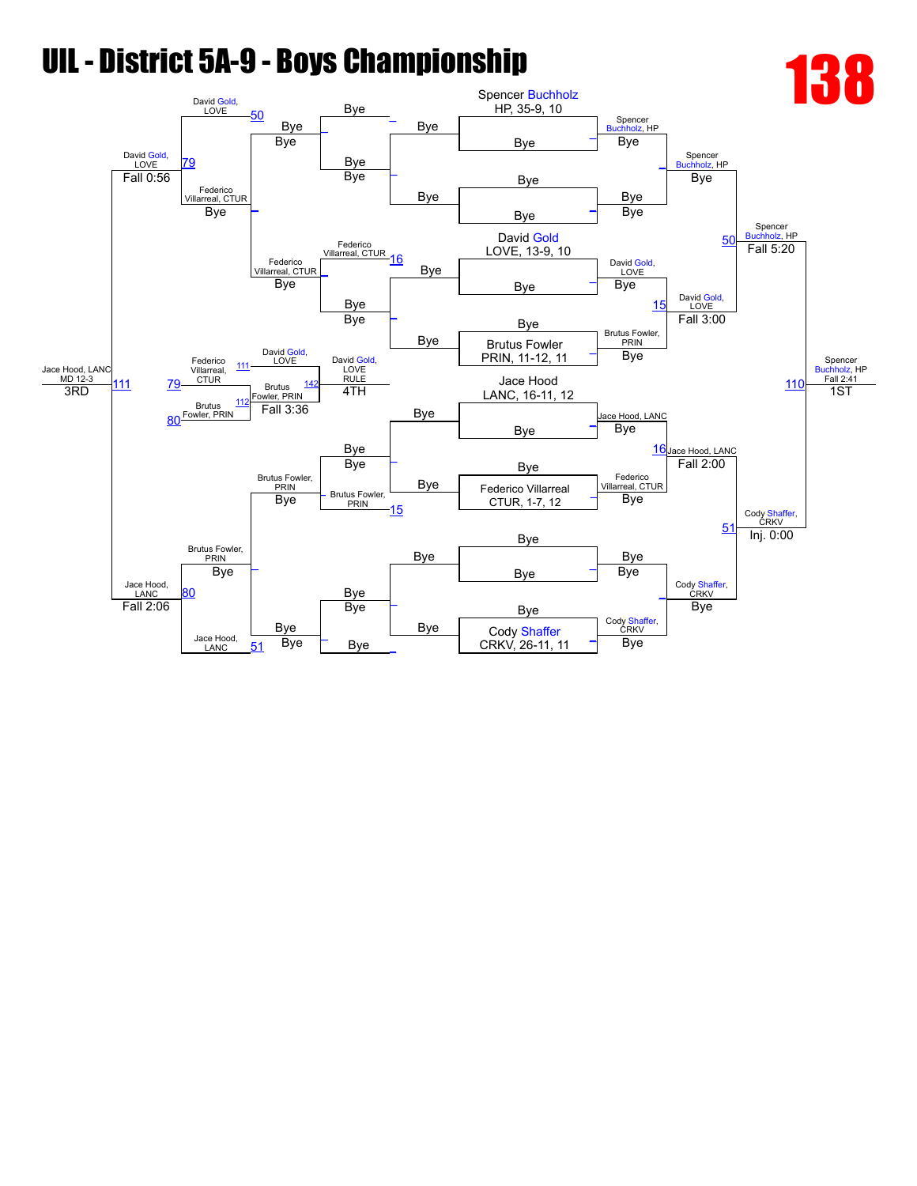# UIL - District 5A-9 - Boys Championship

# 138

## Championship Bracket

| Seed / Entry | First Round | Quarterfinals | Semifinals | Final |
|---|---|---|---|---|
| Spencer Buchholz, HP, 35-9, 10 | Spencer Buchholz, HP (Bye) | Spencer Buchholz, HP (Bye) | Spencer Buchholz, HP — Fall 5:20 | Spencer Buchholz, HP — Fall 2:41 — 1ST |
| Bye | | | | |
| Bye | Bye | | | |
| Bye | | | | |
| David Gold, LOVE, 13-9, 10 | David Gold, LOVE (Bye) | David Gold, LOVE — Fall 3:00 | | |
| Bye | | | | |
| Bye | Brutus Fowler, PRIN (Bye) | | | |
| Brutus Fowler, PRIN, 11-12, 11 | | | | |
| Jace Hood, LANC, 16-11, 12 | Jace Hood, LANC (Bye) | Jace Hood, LANC — Fall 2:00 | Cody Shaffer, CRKV — Inj. 0:00 | |
| Bye | | | | |
| Bye | Federico Villarreal, CTUR (Bye) | | | |
| Federico Villarreal, CTUR, 1-7, 12 | | | | |
| Bye | Bye | Cody Shaffer, CRKV (Bye) | | |
| Bye | | | | |
| Bye | Cody Shaffer, CRKV (Bye) | | | |
| Cody Shaffer, CRKV, 26-11, 11 | | | | |

Bout numbers: 50, 16, 15, 110, 16, 51

## Consolation Bracket

- Bye vs Bye
- Federico Villarreal, CTUR (Bye) vs Bye — Federico Villarreal, CTUR (Bye)
- Federico Villarreal, CTUR (16) vs Bye
- David Gold, LOVE (50) vs Federico Villarreal, CTUR (Bye) — David Gold, LOVE — Fall 0:56 (79)
- Bye vs Bye
- Brutus Fowler, PRIN (15) vs Bye — Brutus Fowler, PRIN (Bye)
- Brutus Fowler, PRIN (Bye) vs Jace Hood, LANC (51) — Jace Hood, LANC — Fall 2:06 (80)
- David Gold, LOVE vs Jace Hood, LANC (111) — Jace Hood, LANC — MD 12-3 — 3RD

## 5th Place / 4th Place

- Federico Villarreal, CTUR vs David Gold, LOVE (111)
- Brutus Fowler, PRIN (112)
- Federico Villarreal, CTUR (79) vs Brutus Fowler, PRIN (80) — Brutus Fowler, PRIN — Fall 3:36 (142)
- David Gold, LOVE — RULE — 4TH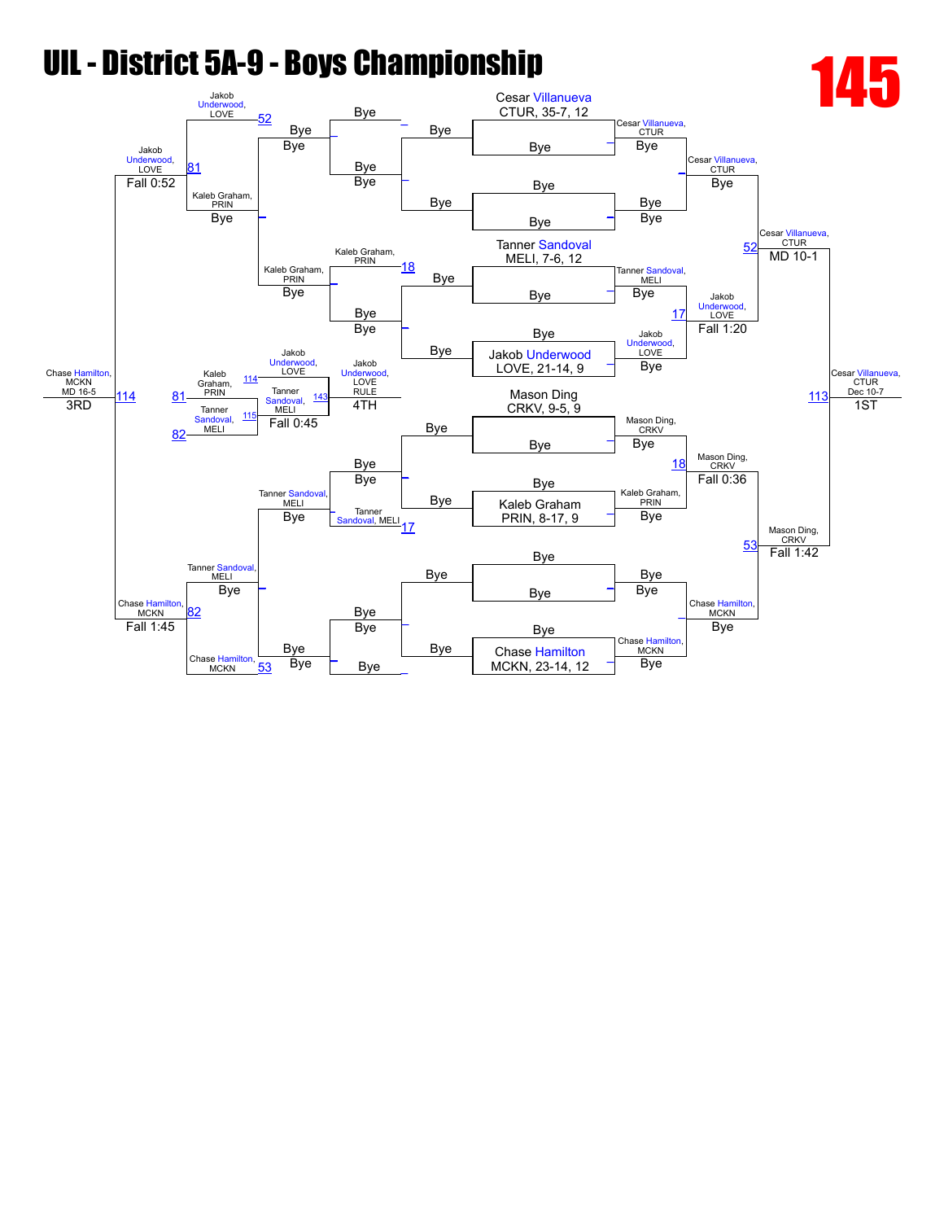# UIL - District 5A-9 - Boys Championship

# 145

Cesar Villanueva
CTUR, 35-7, 12

Bye

Bye

Bye

Tanner Sandoval
MELI, 7-6, 12

Bye

Bye

Jakob Underwood
LOVE, 21-14, 9

Mason Ding
CRKV, 9-5, 9

Bye

Bye

Kaleb Graham
PRIN, 8-17, 9

Bye

Bye

Bye

Chase Hamilton
MCKN, 23-14, 12

Championship bracket (right side):

- Cesar Villanueva, CTUR — Bye → Cesar Villanueva, CTUR — Bye → Cesar Villanueva, CTUR — MD 10-1 (52)
- Tanner Sandoval, MELI — Bye; Jakob Underwood, LOVE — Bye → Jakob Underwood, LOVE — Fall 1:20 (17)
- Mason Ding, CRKV — Bye; Kaleb Graham, PRIN — Bye → Mason Ding, CRKV — Fall 0:36 (18)
- Chase Hamilton, MCKN — Bye → Chase Hamilton, MCKN — Bye → Mason Ding, CRKV — Fall 1:42 (53)
- Final: Cesar Villanueva, CTUR — Dec 10-7 (113) — 1ST

Consolation bracket (left side):

- Jakob Underwood, LOVE (52); Kaleb Graham, PRIN — Bye → Jakob Underwood, LOVE — Fall 0:52 (81)
- Kaleb Graham, PRIN (18) → Kaleb Graham, PRIN — Bye
- Tanner Sandoval, MELI (17) → Tanner Sandoval, MELI — Bye
- Chase Hamilton, MCKN (53); Tanner Sandoval, MELI — Bye → Chase Hamilton, MCKN — Fall 1:45 (82)
- Kaleb Graham, PRIN (81) vs Tanner Sandoval, MELI (82) → Tanner Sandoval, MELI — Fall 0:45 (115)
- Jakob Underwood, LOVE (114) vs Tanner Sandoval, MELI (143) → Jakob Underwood, LOVE — RULE — 4TH
- Chase Hamilton, MCKN — MD 16-5 (114) — 3RD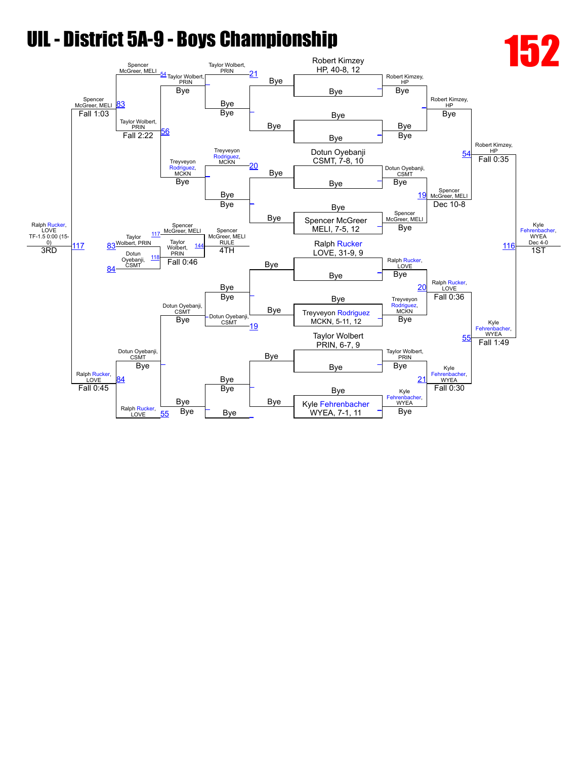# UIL - District 5A-9 - Boys Championship

# 152

## Championship Bracket

### Seeds / First Round (Top Half)

- Robert Kimzey, HP, 40-8, 12 — Bye
- Bye — Bye
- Dotun Oyebanji, CSMT, 7-8, 10 — Bye
- Bye — Spencer McGreer, MELI, 7-5, 12

### Seeds / First Round (Bottom Half)

- Ralph Rucker, LOVE, 31-9, 9 — Bye
- Bye — Treyveyon Rodriguez, MCKN, 5-11, 12
- Taylor Wolbert, PRIN, 6-7, 9 — Bye
- Bye — Kyle Fehrenbacher, WYEA, 7-1, 11

### Quarterfinals

- Robert Kimzey, HP — Bye
- Bye — Bye
- Dotun Oyebanji, CSMT — Bye
- Spencer McGreer, MELI — Bye
- Ralph Rucker, LOVE — Bye
- Treyveyon Rodriguez, MCKN — Bye
- Taylor Wolbert, PRIN — Bye
- Kyle Fehrenbacher, WYEA — Bye

### Semifinals

- Robert Kimzey, HP — Bye
- Spencer McGreer, MELI over Dotun Oyebanji, CSMT (19) — Dec 10-8
- Ralph Rucker, LOVE over Treyveyon Rodriguez, MCKN (20) — Fall 0:36
- Kyle Fehrenbacher, WYEA over Taylor Wolbert, PRIN (21) — Fall 0:30

### Finals

- Robert Kimzey, HP over Spencer McGreer, MELI (54) — Fall 0:35
- Kyle Fehrenbacher, WYEA over Ralph Rucker, LOVE (55) — Fall 1:49

### 1st Place

- Kyle Fehrenbacher, WYEA over Robert Kimzey, HP (116) — Dec 4-0 — **1ST**

## Consolation Bracket

### Consolation Round 1

- Taylor Wolbert, PRIN — Bye (21)
- Bye — Bye
- Treyveyon Rodriguez, MCKN — Bye (20)
- Bye — Bye
- Bye — Bye
- Dotun Oyebanji, CSMT — Bye (19)
- Bye — Bye
- Bye — Bye

### Consolation Round 2

- Taylor Wolbert, PRIN — Bye
- Treyveyon Rodriguez, MCKN — Bye
- Dotun Oyebanji, CSMT — Bye
- Bye — Bye

### Consolation Round 3

- Taylor Wolbert, PRIN over Spencer McGreer, MELI (54) — Bye
- Taylor Wolbert, PRIN over Treyveyon Rodriguez, MCKN (56) — Fall 2:22
- Dotun Oyebanji, CSMT — Bye
- Ralph Rucker, LOVE (55) — Bye

### Consolation Semifinals

- Spencer McGreer, MELI over Taylor Wolbert, PRIN (83) — Fall 1:03
- Ralph Rucker, LOVE over Dotun Oyebanji, CSMT (84) — Fall 0:45

### 3rd Place

- Ralph Rucker, LOVE over Spencer McGreer, MELI (117) — TF-1.5 0:00 (15-0) — **3RD**

### 5th Place

- Taylor Wolbert, PRIN (83) / Dotun Oyebanji, CSMT (84) — (118)
- Spencer McGreer, MELI (117) over Taylor Wolbert, PRIN (144) — Fall 0:46
- Spencer McGreer, MELI — RULE — **4TH**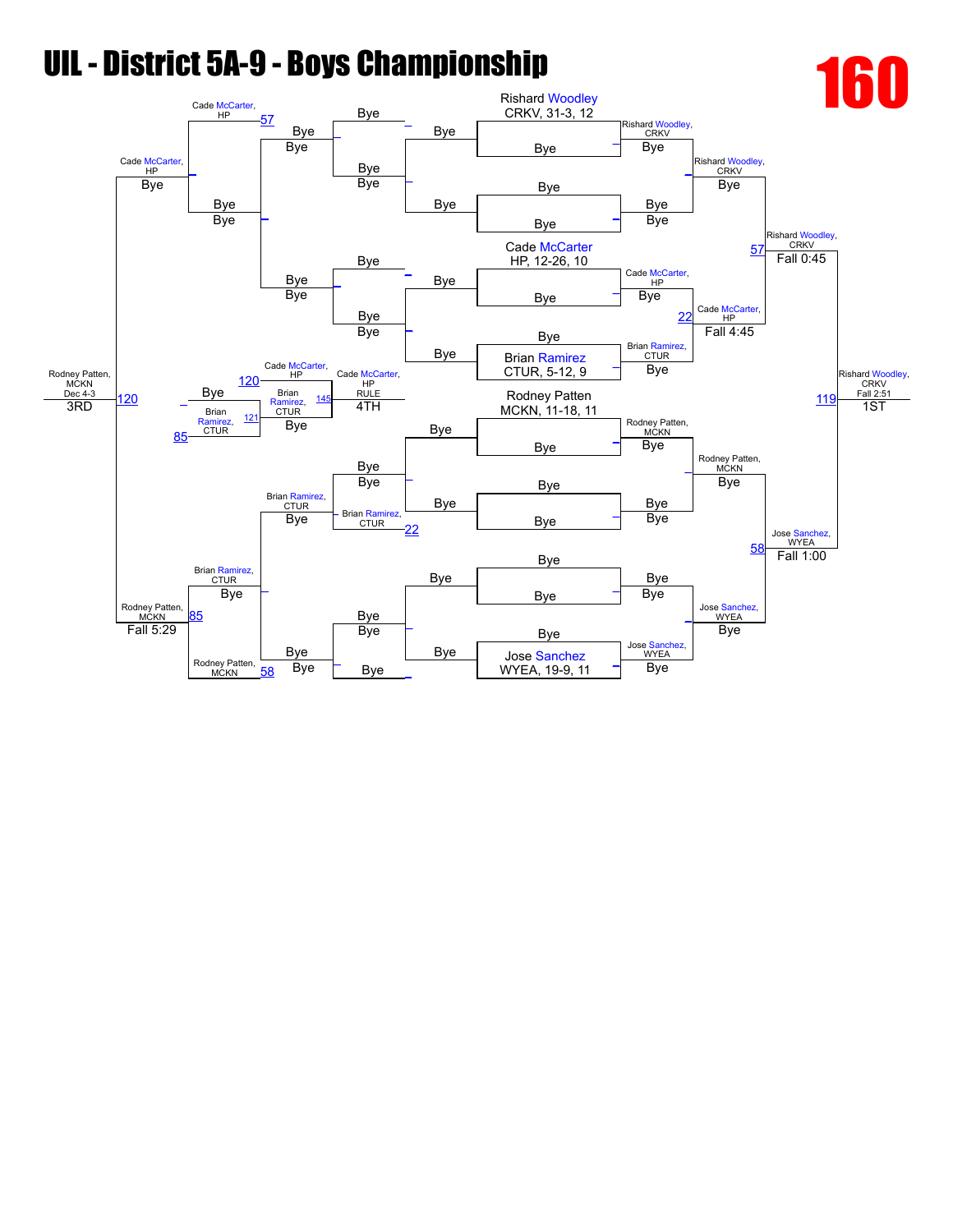# UIL - District 5A-9 - Boys Championship

# 160

Rishard Woodley
CRKV, 31-3, 12

Bye

Bye

Bye

Cade McCarter
HP, 12-26, 10

Bye

Bye

Brian Ramirez
CTUR, 5-12, 9

Rodney Patten
MCKN, 11-18, 11

Bye

Bye

Bye

Bye

Bye

Bye

Jose Sanchez
WYEA, 19-9, 11

Rishard Woodley, CRKV — Bye

Rishard Woodley, CRKV — Bye

Rishard Woodley, CRKV — 57 — Fall 0:45

Cade McCarter, HP — Bye

Cade McCarter, HP — 22 — Fall 4:45

Brian Ramirez, CTUR — Bye

Rodney Patten, MCKN — Bye

Rodney Patten, MCKN — Bye

Jose Sanchez, WYEA — 58 — Fall 1:00

Jose Sanchez, WYEA — Bye

Rishard Woodley, CRKV — Fall 2:51 — 119 — 1ST

Cade McCarter, HP — 57

Cade McCarter, HP — Bye

Cade McCarter, HP — 120

Brian Ramirez, CTUR — 121

Brian Ramirez, CTUR — 145

Cade McCarter, HP — RULE — 4TH

Brian Ramirez, CTUR — Bye

Brian Ramirez, CTUR — 22

Brian Ramirez, CTUR — Bye

Rodney Patten, MCKN — 85 — Fall 5:29

Rodney Patten, MCKN — 58

Rodney Patten, MCKN — Dec 4-3 — 120 — 3RD

85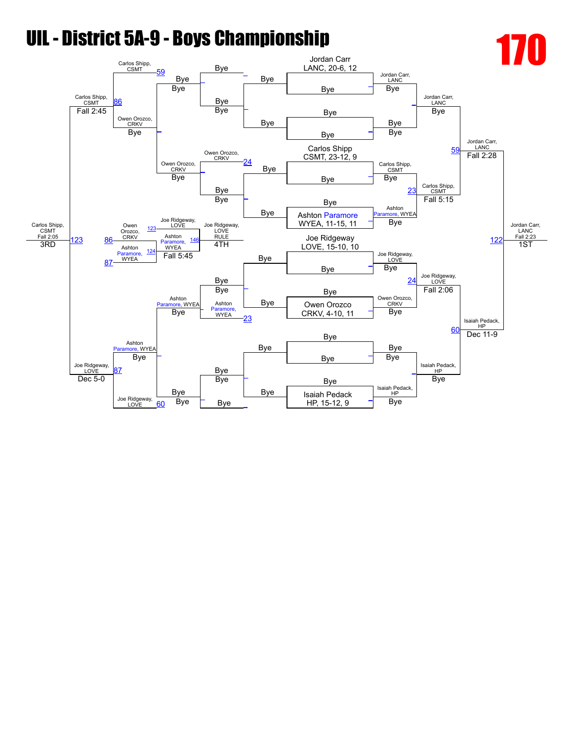# UIL - District 5A-9 - Boys Championship

170

Jordan Carr
LANC, 20-6, 12

Bye

Bye

Bye

Carlos Shipp
CSMT, 23-12, 9

Bye

Bye

Ashton Paramore
WYEA, 11-15, 11

Joe Ridgeway
LOVE, 15-10, 10

Bye

Bye

Owen Orozco
CRKV, 4-10, 11

Bye

Bye

Bye

Isaiah Pedack
HP, 15-12, 9

Jordan Carr, LANC
Bye

Bye
Bye

Carlos Shipp, CSMT
Bye

Ashton Paramore, WYEA
Bye

Joe Ridgeway, LOVE
Bye

Owen Orozco, CRKV
Bye

Bye
Bye

Isaiah Pedack, HP
Bye

Jordan Carr, LANC
Bye

Carlos Shipp, CSMT
23
Fall 5:15

Joe Ridgeway, LOVE
24
Fall 2:06

Isaiah Pedack, HP
Bye

Jordan Carr, LANC
59
Fall 2:28

Isaiah Pedack, HP
60
Dec 11-9

Jordan Carr, LANC
122
Fall 2:23
1ST

Carlos Shipp, CSMT
59

Bye
Bye

Bye
Bye

Bye
Bye

Bye

Bye

Owen Orozco, CRKV
Bye

Owen Orozco, CRKV
24

Bye
Bye

Bye

Bye

Carlos Shipp, CSMT
86
Fall 2:45

Owen Orozco, CRKV
Bye

Joe Ridgeway, LOVE
123

Ashton Paramore, WYEA
146

Joe Ridgeway, LOVE
RULE
4TH

Owen Orozco, CRKV
86

Ashton Paramore, WYEA
124
Fall 5:45

Ashton Paramore, WYEA
87

Bye

Bye
Bye

Bye

Ashton Paramore, WYEA
Bye

Ashton Paramore, WYEA
23

Bye

Bye

Ashton Paramore, WYEA
Bye

Joe Ridgeway, LOVE
87
Dec 5-0

Bye
Bye

Bye
Bye

Bye
Bye

Joe Ridgeway, LOVE
60

Bye

Bye

Carlos Shipp, CSMT
Fall 2:05
123
3RD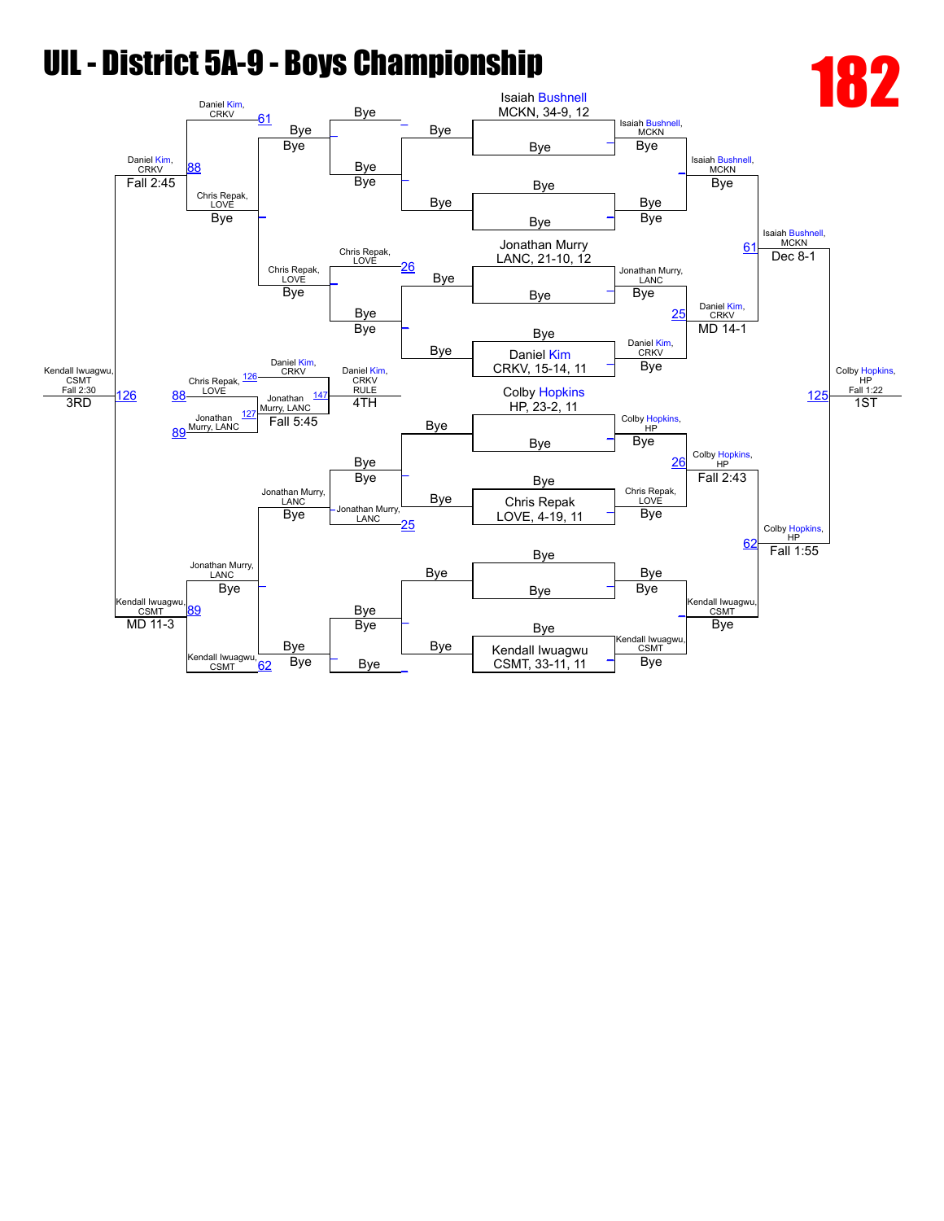# UIL - District 5A-9 - Boys Championship

182

Isaiah Bushnell
MCKN, 34-9, 12

Bye

Bye

Bye

Jonathan Murry
LANC, 21-10, 12

Bye

Bye

Daniel Kim
CRKV, 15-14, 11

Colby Hopkins
HP, 23-2, 11

Bye

Bye

Chris Repak
LOVE, 4-19, 11

Bye

Bye

Bye

Kendall Iwuagwu
CSMT, 33-11, 11

Isaiah Bushnell, MCKN — Bye
Jonathan Murry, LANC — Bye
Daniel Kim, CRKV — Bye
Colby Hopkins, HP — Bye
Chris Repak, LOVE — Bye
Kendall Iwuagwu, CSMT — Bye

Isaiah Bushnell, MCKN — Bye
Daniel Kim, CRKV — 25 — MD 14-1
Colby Hopkins, HP — 26 — Fall 2:43
Kendall Iwuagwu, CSMT — Bye

Isaiah Bushnell, MCKN — 61 — Dec 8-1
Colby Hopkins, HP — 62 — Fall 1:55

Colby Hopkins, HP — 125 — Fall 1:22 — 1ST

Consolation:

Daniel Kim, CRKV — 61
Chris Repak, LOVE — Bye
Daniel Kim, CRKV — 88 — Fall 2:45
Chris Repak, LOVE — 26
Jonathan Murry, LANC — 25
Jonathan Murry, LANC — Bye
Kendall Iwuagwu, CSMT — 62
Kendall Iwuagwu, CSMT — 89 — MD 11-3

Chris Repak, LOVE — 126
Jonathan Murry, LANC — 127
Daniel Kim, CRKV — 126
Jonathan Murry, LANC — 147 — Fall 5:45
Daniel Kim, CRKV — RULE — 4TH

Kendall Iwuagwu, CSMT — 126 — Fall 2:30 — 3RD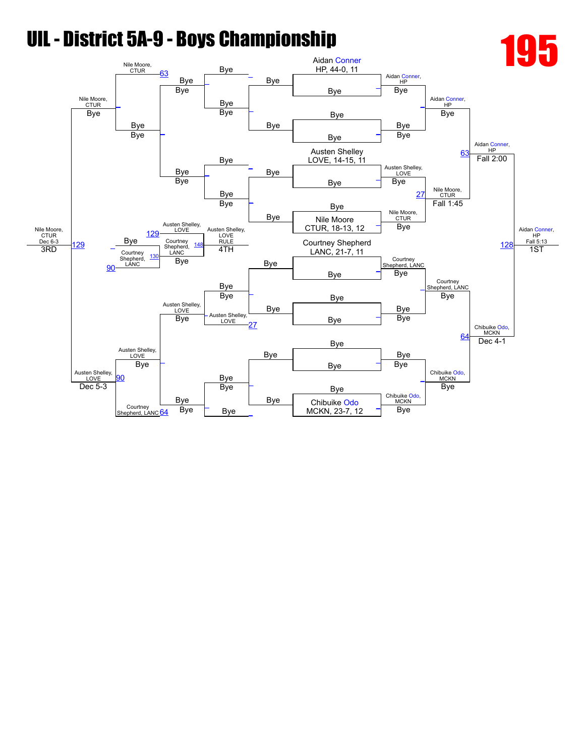# UIL - District 5A-9 - Boys Championship

195

Aidan Conner
HP, 44-0, 11

Bye

Bye

Bye

Austen Shelley
LOVE, 14-15, 11

Bye

Bye

Nile Moore
CTUR, 18-13, 12

Courtney Shepherd
LANC, 21-7, 11

Bye

Bye

Bye

Bye

Bye

Bye

Chibuike Odo
MCKN, 23-7, 12

Aidan Conner, HP

Aidan Conner, HP

Austen Shelley, LOVE

27 Nile Moore, CTUR
Fall 1:45

Nile Moore, CTUR

Courtney Shepherd, LANC

Courtney Shepherd, LANC

Chibuike Odo, MCKN

Chibuike Odo, MCKN

63 Aidan Conner, HP
Fall 2:00

64 Chibuike Odo, MCKN
Dec 4-1

128 Aidan Conner, HP
Fall 5:13
1ST

Nile Moore, CTUR 63

Nile Moore, CTUR

Austen Shelley, LOVE 129

Courtney Shepherd, LANC 148

Austen Shelley, LOVE
RULE
4TH

Courtney Shepherd, LANC 130

90

Austen Shelley, LOVE

Austen Shelley, LOVE 27

Austen Shelley, LOVE

Austen Shelley, LOVE 90
Dec 5-3

Courtney Shepherd, LANC 64

129 Nile Moore, CTUR
Dec 6-3
3RD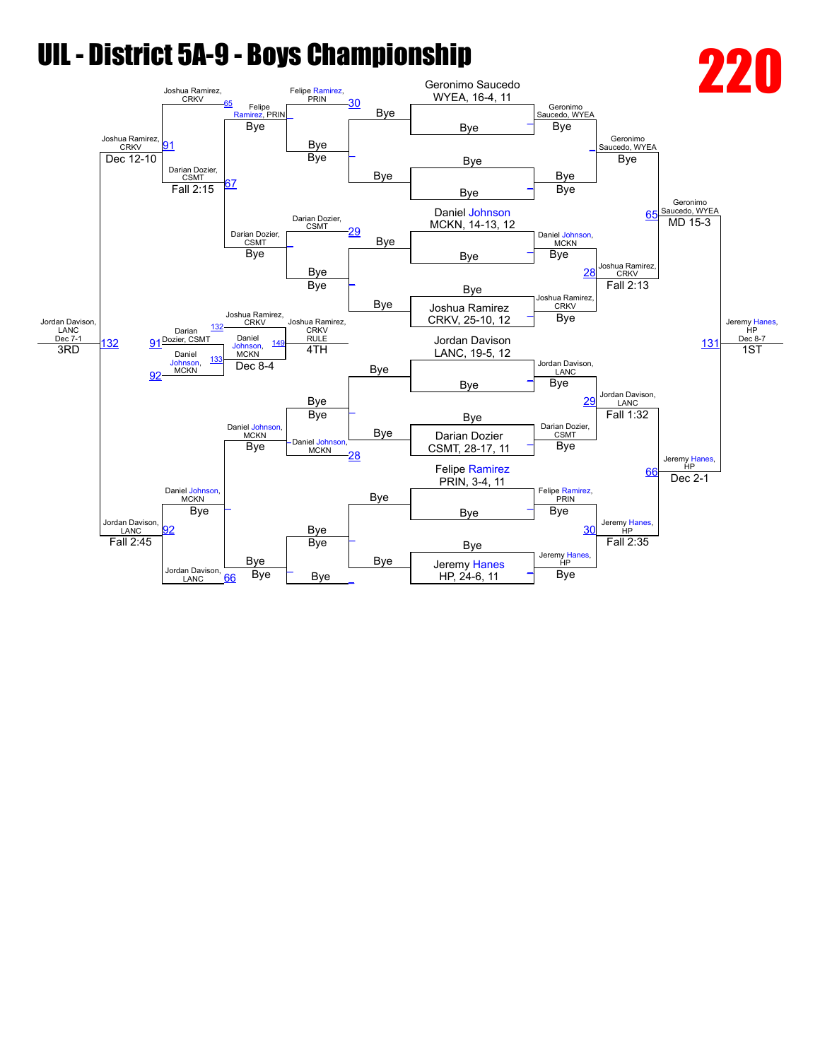# UIL - District 5A-9 - Boys Championship

220

Geronimo Saucedo
WYEA, 16-4, 11

Bye

Bye

Geronimo Saucedo, WYEA

Bye

Bye

Bye

Bye

Bye

Geronimo Saucedo, WYEA

Bye

Daniel Johnson
MCKN, 14-13, 12

Bye

Daniel Johnson, MCKN

Bye

Bye

Joshua Ramirez
CRKV, 25-10, 12

Joshua Ramirez, CRKV

Bye

28 Joshua Ramirez, CRKV

Fall 2:13

65 Geronimo Saucedo, WYEA

MD 15-3

Jordan Davison
LANC, 19-5, 12

Bye

Jordan Davison, LANC

Bye

Bye

Darian Dozier
CSMT, 28-17, 11

Darian Dozier, CSMT

Bye

29 Jordan Davison, LANC

Fall 1:32

Felipe Ramirez
PRIN, 3-4, 11

Bye

Felipe Ramirez, PRIN

Bye

Bye

Jeremy Hanes
HP, 24-6, 11

Jeremy Hanes, HP

Bye

30 Jeremy Hanes, HP

Fall 2:35

66 Jeremy Hanes, HP

Dec 2-1

131 Jeremy Hanes, HP

Dec 8-7

1ST

Consolation:

Felipe Ramirez, PRIN — 30

Bye Bye

Bye

Felipe Ramirez, PRIN

Bye

Joshua Ramirez, CRKV — 65

Darian Dozier, CSMT — 29

Bye Bye

Bye

Darian Dozier, CSMT

Bye

Darian Dozier, CSMT — 67

Fall 2:15

Joshua Ramirez, CRKV — 91

Dec 12-10

Joshua Ramirez, CRKV — 132

Darian Dozier, CSMT — 91

Daniel Johnson, MCKN — 133 — 92

Daniel Johnson, MCKN — 149

Dec 8-4

Joshua Ramirez, CRKV

RULE

4TH

Jordan Davison, LANC — 132

Dec 7-1

3RD

Bye Bye

Bye

Daniel Johnson, MCKN

Bye

Daniel Johnson, MCKN — 28

Daniel Johnson, MCKN

Bye

Jordan Davison, LANC — 92

Fall 2:45

Bye Bye

Bye

Bye

Bye

Jordan Davison, LANC — 66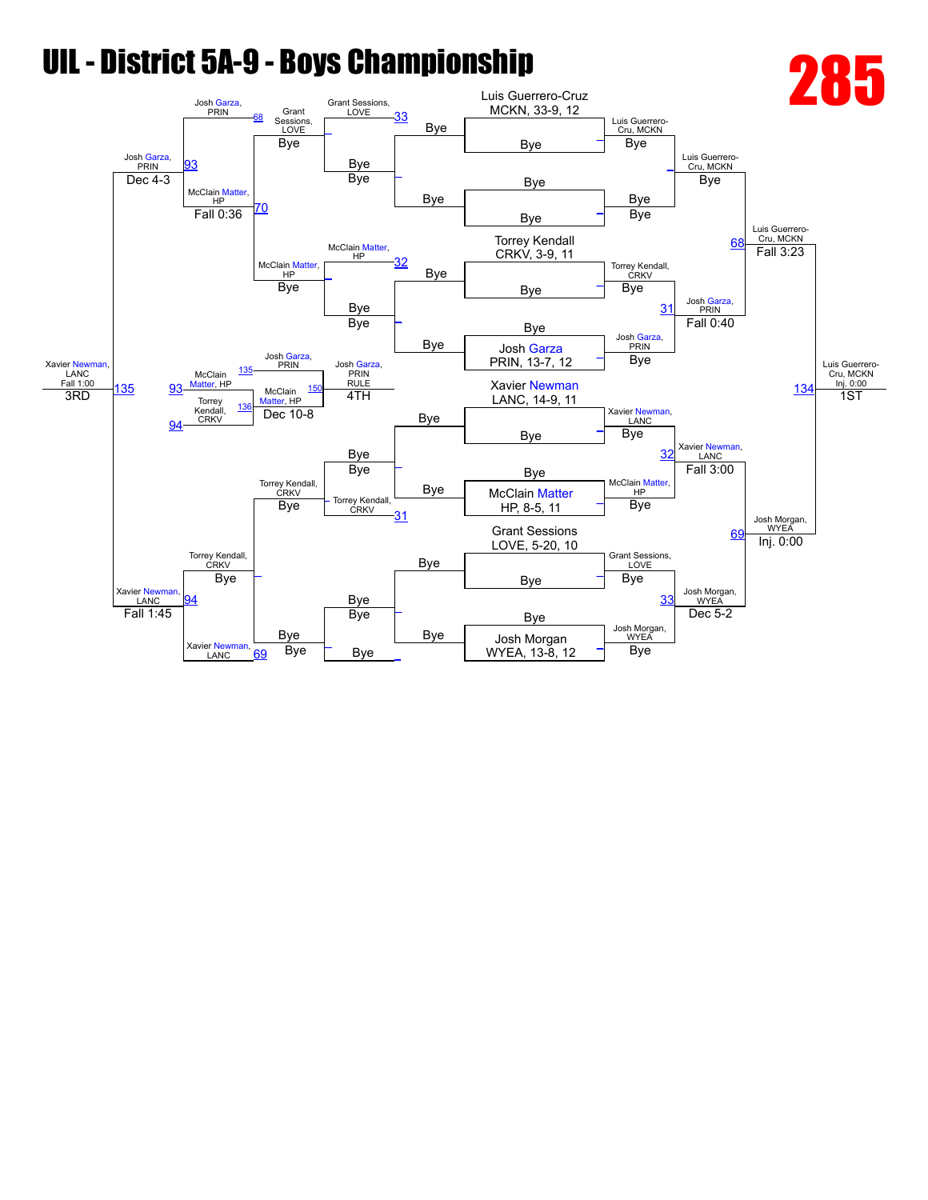# UIL - District 5A-9 - Boys Championship

# 285

Luis Guerrero-Cruz
MCKN, 33-9, 12

Bye

Bye

Bye

Torrey Kendall
CRKV, 3-9, 11

Bye

Bye

Josh Garza
PRIN, 13-7, 12

Xavier Newman
LANC, 14-9, 11

Bye

Bye

McClain Matter
HP, 8-5, 11

Grant Sessions
LOVE, 5-20, 10

Bye

Bye

Josh Morgan
WYEA, 13-8, 12

Luis Guerrero-Cru, MCKN — Bye
Bye — Bye
Torrey Kendall, CRKV — Bye
Josh Garza, PRIN — Bye
Xavier Newman, LANC — Bye
McClain Matter, HP — Bye
Grant Sessions, LOVE — Bye
Josh Morgan, WYEA — Bye

Luis Guerrero-Cru, MCKN — Bye
31 Josh Garza, PRIN — Fall 0:40
32 Xavier Newman, LANC — Fall 3:00
33 Josh Morgan, WYEA — Dec 5-2

68 Luis Guerrero-Cru, MCKN — Fall 3:23
69 Josh Morgan, WYEA — Inj. 0:00

134 Luis Guerrero-Cru, MCKN — Inj. 0:00 — 1ST

Consolation:

Grant Sessions, LOVE — 33
Bye — Bye
McClain Matter, HP — 32
Bye — Bye
Bye — Bye
Torrey Kendall, CRKV — 31
Bye — Bye
Bye — Bye

68 Grant Sessions, LOVE — Bye
70 McClain Matter, HP — Bye
Torrey Kendall, CRKV — Bye
69 Xavier Newman, LANC — Bye

93 Josh Garza, PRIN — Dec 4-3
94 Xavier Newman, LANC — Fall 1:45

McClain Matter, HP — Fall 0:36
Torrey Kendall, CRKV — Bye

135 Xavier Newman, LANC — Fall 1:00 — 3RD

135 Josh Garza, PRIN
93 McClain Matter, HP
94 Torrey Kendall, CRKV
136
150 McClain Matter, HP — Dec 10-8
Josh Garza, PRIN — RULE — 4TH